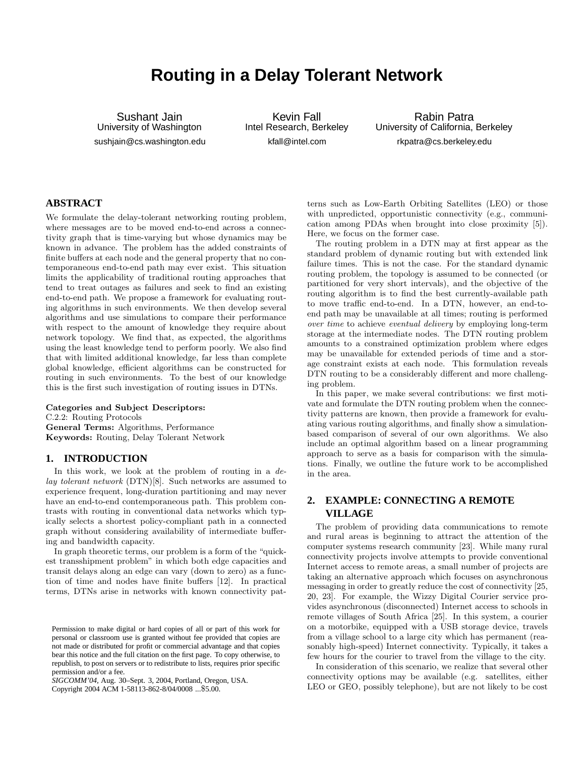# Routing in a Delay Tolerant Network

Sushant Jain
University of Washington
sushjain@cs.washington.edu

Kevin Fall
Intel Research, Berkeley
kfall@intel.com

Rabin Patra
University of California, Berkeley
rkpatra@cs.berkeley.edu

## ABSTRACT

We formulate the delay-tolerant networking routing problem, where messages are to be moved end-to-end across a connectivity graph that is time-varying but whose dynamics may be known in advance. The problem has the added constraints of finite buffers at each node and the general property that no contemporaneous end-to-end path may ever exist. This situation limits the applicability of traditional routing approaches that tend to treat outages as failures and seek to find an existing end-to-end path. We propose a framework for evaluating routing algorithms in such environments. We then develop several algorithms and use simulations to compare their performance with respect to the amount of knowledge they require about network topology. We find that, as expected, the algorithms using the least knowledge tend to perform poorly. We also find that with limited additional knowledge, far less than complete global knowledge, efficient algorithms can be constructed for routing in such environments. To the best of our knowledge this is the first such investigation of routing issues in DTNs.

**Categories and Subject Descriptors:**
C.2.2: Routing Protocols
**General Terms:** Algorithms, Performance
**Keywords:** Routing, Delay Tolerant Network

## 1. INTRODUCTION

In this work, we look at the problem of routing in a *delay tolerant network* (DTN)[8]. Such networks are assumed to experience frequent, long-duration partitioning and may never have an end-to-end contemporaneous path. This problem contrasts with routing in conventional data networks which typically selects a shortest policy-compliant path in a connected graph without considering availability of intermediate buffering and bandwidth capacity.

In graph theoretic terms, our problem is a form of the "quickest transshipment problem" in which both edge capacities and transit delays along an edge can vary (down to zero) as a function of time and nodes have finite buffers [12]. In practical terms, DTNs arise in networks with known connectivity patterns such as Low-Earth Orbiting Satellites (LEO) or those with unpredicted, opportunistic connectivity (e.g., communication among PDAs when brought into close proximity [5]). Here, we focus on the former case.

The routing problem in a DTN may at first appear as the standard problem of dynamic routing but with extended link failure times. This is not the case. For the standard dynamic routing problem, the topology is assumed to be connected (or partitioned for very short intervals), and the objective of the routing algorithm is to find the best currently-available path to move traffic end-to-end. In a DTN, however, an end-to-end path may be unavailable at all times; routing is performed *over time* to achieve *eventual delivery* by employing long-term storage at the intermediate nodes. The DTN routing problem amounts to a constrained optimization problem where edges may be unavailable for extended periods of time and a storage constraint exists at each node. This formulation reveals DTN routing to be a considerably different and more challenging problem.

In this paper, we make several contributions: we first motivate and formulate the DTN routing problem when the connectivity patterns are known, then provide a framework for evaluating various routing algorithms, and finally show a simulation-based comparison of several of our own algorithms. We also include an optimal algorithm based on a linear programming approach to serve as a basis for comparison with the simulations. Finally, we outline the future work to be accomplished in the area.

## 2. EXAMPLE: CONNECTING A REMOTE VILLAGE

The problem of providing data communications to remote and rural areas is beginning to attract the attention of the computer systems research community [23]. While many rural connectivity projects involve attempts to provide conventional Internet access to remote areas, a small number of projects are taking an alternative approach which focuses on asynchronous messaging in order to greatly reduce the cost of connectivity [25, 20, 23]. For example, the Wizzy Digital Courier service provides asynchronous (disconnected) Internet access to schools in remote villages of South Africa [25]. In this system, a courier on a motorbike, equipped with a USB storage device, travels from a village school to a large city which has permanent (reasonably high-speed) Internet connectivity. Typically, it takes a few hours for the courier to travel from the village to the city.

In consideration of this scenario, we realize that several other connectivity options may be available (e.g. satellites, either LEO or GEO, possibly telephone), but are not likely to be cost

Permission to make digital or hard copies of all or part of this work for personal or classroom use is granted without fee provided that copies are not made or distributed for profit or commercial advantage and that copies bear this notice and the full citation on the first page. To copy otherwise, to republish, to post on servers or to redistribute to lists, requires prior specific permission and/or a fee.
*SIGCOMM'04,* Aug. 30–Sept. 3, 2004, Portland, Oregon, USA.
Copyright 2004 ACM 1-58113-862-8/04/0008 ...$5.00.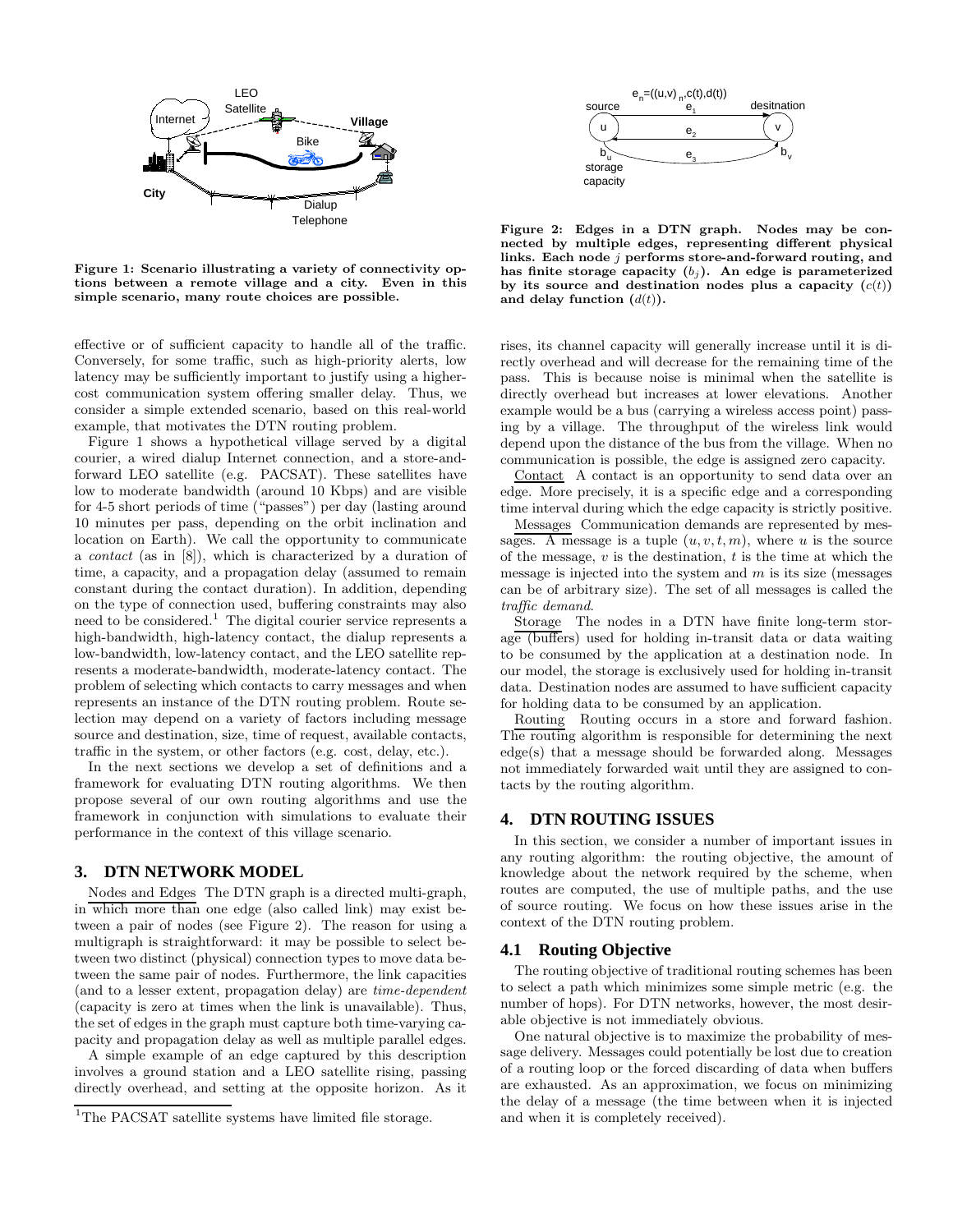LEO Satellite

Internet

Village

Bike

City

Dialup Telephone

Figure 1: Scenario illustrating a variety of connectivity options between a remote village and a city. Even in this simple scenario, many route choices are possible.

$e_n$=((u,v)$_n$,c(t),d(t))

source

$e_1$

desitnation

u

$e_2$

v

$b_u$

$e_3$

$b_v$

storage capacity

Figure 2: Edges in a DTN graph. Nodes may be connected by multiple edges, representing different physical links. Each node $j$ performs store-and-forward routing, and has finite storage capacity ($b_j$). An edge is parameterized by its source and destination nodes plus a capacity ($c(t)$) and delay function ($d(t)$).

effective or of sufficient capacity to handle all of the traffic. Conversely, for some traffic, such as high-priority alerts, low latency may be sufficiently important to justify using a higher-cost communication system offering smaller delay. Thus, we consider a simple extended scenario, based on this real-world example, that motivates the DTN routing problem.

Figure 1 shows a hypothetical village served by a digital courier, a wired dialup Internet connection, and a store-and-forward LEO satellite (e.g. PACSAT). These satellites have low to moderate bandwidth (around 10 Kbps) and are visible for 4-5 short periods of time ("passes") per day (lasting around 10 minutes per pass, depending on the orbit inclination and location on Earth). We call the opportunity to communicate a *contact* (as in [8]), which is characterized by a duration of time, a capacity, and a propagation delay (assumed to remain constant during the contact duration). In addition, depending on the type of connection used, buffering constraints may also need to be considered.[1] The digital courier service represents a high-bandwidth, high-latency contact, the dialup represents a low-bandwidth, low-latency contact, and the LEO satellite represents a moderate-bandwidth, moderate-latency contact. The problem of selecting which contacts to carry messages and when represents an instance of the DTN routing problem. Route selection may depend on a variety of factors including message source and destination, size, time of request, available contacts, traffic in the system, or other factors (e.g. cost, delay, etc.).

In the next sections we develop a set of definitions and a framework for evaluating DTN routing algorithms. We then propose several of our own routing algorithms and use the framework in conjunction with simulations to evaluate their performance in the context of this village scenario.

## 3. DTN NETWORK MODEL

Nodes and Edges The DTN graph is a directed multi-graph, in which more than one edge (also called link) may exist between a pair of nodes (see Figure 2). The reason for using a multigraph is straightforward: it may be possible to select between two distinct (physical) connection types to move data between the same pair of nodes. Furthermore, the link capacities (and to a lesser extent, propagation delay) are *time-dependent* (capacity is zero at times when the link is unavailable). Thus, the set of edges in the graph must capture both time-varying capacity and propagation delay as well as multiple parallel edges.

A simple example of an edge captured by this description involves a ground station and a LEO satellite rising, passing directly overhead, and setting at the opposite horizon. As it rises, its channel capacity will generally increase until it is directly overhead and will decrease for the remaining time of the pass. This is because noise is minimal when the satellite is directly overhead but increases at lower elevations. Another example would be a bus (carrying a wireless access point) passing by a village. The throughput of the wireless link would depend upon the distance of the bus from the village. When no communication is possible, the edge is assigned zero capacity.

Contact A contact is an opportunity to send data over an edge. More precisely, it is a specific edge and a corresponding time interval during which the edge capacity is strictly positive.

Messages Communication demands are represented by messages. A message is a tuple $(u, v, t, m)$, where $u$ is the source of the message, $v$ is the destination, $t$ is the time at which the message is injected into the system and $m$ is its size (messages can be of arbitrary size). The set of all messages is called the *traffic demand*.

Storage The nodes in a DTN have finite long-term storage (buffers) used for holding in-transit data or data waiting to be consumed by the application at a destination node. In our model, the storage is exclusively used for holding in-transit data. Destination nodes are assumed to have sufficient capacity for holding data to be consumed by an application.

Routing Routing occurs in a store and forward fashion. The routing algorithm is responsible for determining the next edge(s) that a message should be forwarded along. Messages not immediately forwarded wait until they are assigned to contacts by the routing algorithm.

## 4. DTN ROUTING ISSUES

In this section, we consider a number of important issues in any routing algorithm: the routing objective, the amount of knowledge about the network required by the scheme, when routes are computed, the use of multiple paths, and the use of source routing. We focus on how these issues arise in the context of the DTN routing problem.

### 4.1 Routing Objective

The routing objective of traditional routing schemes has been to select a path which minimizes some simple metric (e.g. the number of hops). For DTN networks, however, the most desirable objective is not immediately obvious.

One natural objective is to maximize the probability of message delivery. Messages could potentially be lost due to creation of a routing loop or the forced discarding of data when buffers are exhausted. As an approximation, we focus on minimizing the delay of a message (the time between when it is injected and when it is completely received).

[1]The PACSAT satellite systems have limited file storage.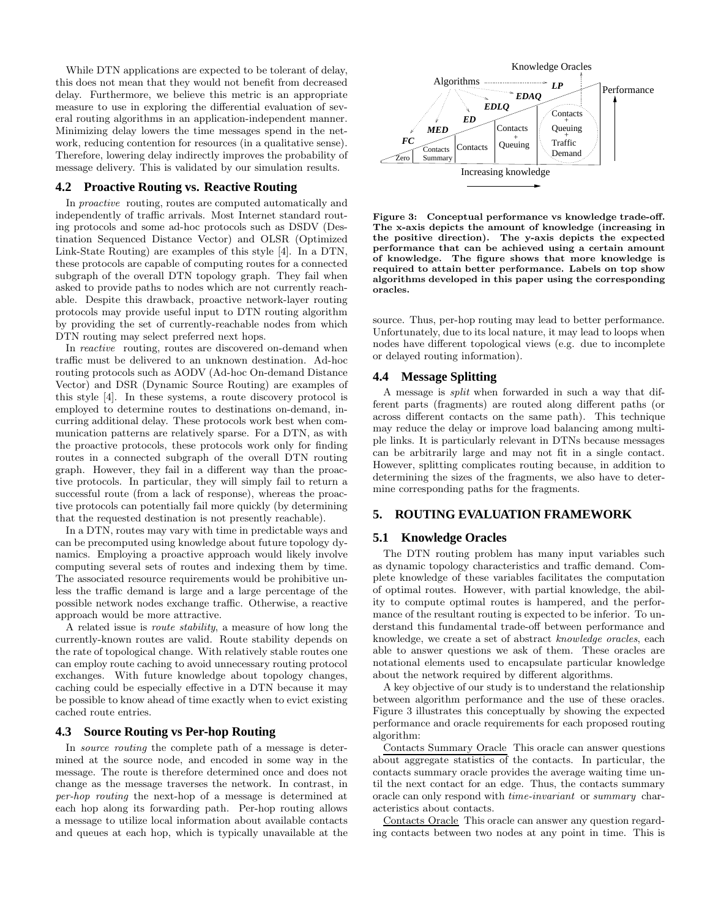While DTN applications are expected to be tolerant of delay, this does not mean that they would not benefit from decreased delay. Furthermore, we believe this metric is an appropriate measure to use in exploring the differential evaluation of several routing algorithms in an application-independent manner. Minimizing delay lowers the time messages spend in the network, reducing contention for resources (in a qualitative sense). Therefore, lowering delay indirectly improves the probability of message delivery. This is validated by our simulation results.

### 4.2 Proactive Routing vs. Reactive Routing

In *proactive* routing, routes are computed automatically and independently of traffic arrivals. Most Internet standard routing protocols and some ad-hoc protocols such as DSDV (Destination Sequenced Distance Vector) and OLSR (Optimized Link-State Routing) are examples of this style [4]. In a DTN, these protocols are capable of computing routes for a connected subgraph of the overall DTN topology graph. They fail when asked to provide paths to nodes which are not currently reachable. Despite this drawback, proactive network-layer routing protocols may provide useful input to DTN routing algorithm by providing the set of currently-reachable nodes from which DTN routing may select preferred next hops.

In *reactive* routing, routes are discovered on-demand when traffic must be delivered to an unknown destination. Ad-hoc routing protocols such as AODV (Ad-hoc On-demand Distance Vector) and DSR (Dynamic Source Routing) are examples of this style [4]. In these systems, a route discovery protocol is employed to determine routes to destinations on-demand, incurring additional delay. These protocols work best when communication patterns are relatively sparse. For a DTN, as with the proactive protocols, these protocols work only for finding routes in a connected subgraph of the overall DTN routing graph. However, they fail in a different way than the proactive protocols. In particular, they will simply fail to return a successful route (from a lack of response), whereas the proactive protocols can potentially fail more quickly (by determining that the requested destination is not presently reachable).

In a DTN, routes may vary with time in predictable ways and can be precomputed using knowledge about future topology dynamics. Employing a proactive approach would likely involve computing several sets of routes and indexing them by time. The associated resource requirements would be prohibitive unless the traffic demand is large and a large percentage of the possible network nodes exchange traffic. Otherwise, a reactive approach would be more attractive.

A related issue is *route stability*, a measure of how long the currently-known routes are valid. Route stability depends on the rate of topological change. With relatively stable routes one can employ route caching to avoid unnecessary routing protocol exchanges. With future knowledge about topology changes, caching could be especially effective in a DTN because it may be possible to know ahead of time exactly when to evict existing cached route entries.

### 4.3 Source Routing vs Per-hop Routing

In *source routing* the complete path of a message is determined at the source node, and encoded in some way in the message. The route is therefore determined once and does not change as the message traverses the network. In contrast, in *per-hop routing* the next-hop of a message is determined at each hop along its forwarding path. Per-hop routing allows a message to utilize local information about available contacts and queues at each hop, which is typically unavailable at the source. Thus, per-hop routing may lead to better performance. Unfortunately, due to its local nature, it may lead to loops when nodes have different topological views (e.g. due to incomplete or delayed routing information).

**Figure 3: Conceptual performance vs knowledge trade-off. The x-axis depicts the amount of knowledge (increasing in the positive direction). The y-axis depicts the expected performance that can be achieved using a certain amount of knowledge. The figure shows that more knowledge is required to attain better performance. Labels on top show algorithms developed in this paper using the corresponding oracles.**

### 4.4 Message Splitting

A message is *split* when forwarded in such a way that different parts (fragments) are routed along different paths (or across different contacts on the same path). This technique may reduce the delay or improve load balancing among multiple links. It is particularly relevant in DTNs because messages can be arbitrarily large and may not fit in a single contact. However, splitting complicates routing because, in addition to determining the sizes of the fragments, we also have to determine corresponding paths for the fragments.

## 5. ROUTING EVALUATION FRAMEWORK

### 5.1 Knowledge Oracles

The DTN routing problem has many input variables such as dynamic topology characteristics and traffic demand. Complete knowledge of these variables facilitates the computation of optimal routes. However, with partial knowledge, the ability to compute optimal routes is hampered, and the performance of the resultant routing is expected to be inferior. To understand this fundamental trade-off between performance and knowledge, we create a set of abstract *knowledge oracles*, each able to answer questions we ask of them. These oracles are notational elements used to encapsulate particular knowledge about the network required by different algorithms.

A key objective of our study is to understand the relationship between algorithm performance and the use of these oracles. Figure 3 illustrates this conceptually by showing the expected performance and oracle requirements for each proposed routing algorithm:

Contacts Summary Oracle This oracle can answer questions about aggregate statistics of the contacts. In particular, the contacts summary oracle provides the average waiting time until the next contact for an edge. Thus, the contacts summary oracle can only respond with *time-invariant* or *summary* characteristics about contacts.

Contacts Oracle This oracle can answer any question regarding contacts between two nodes at any point in time. This is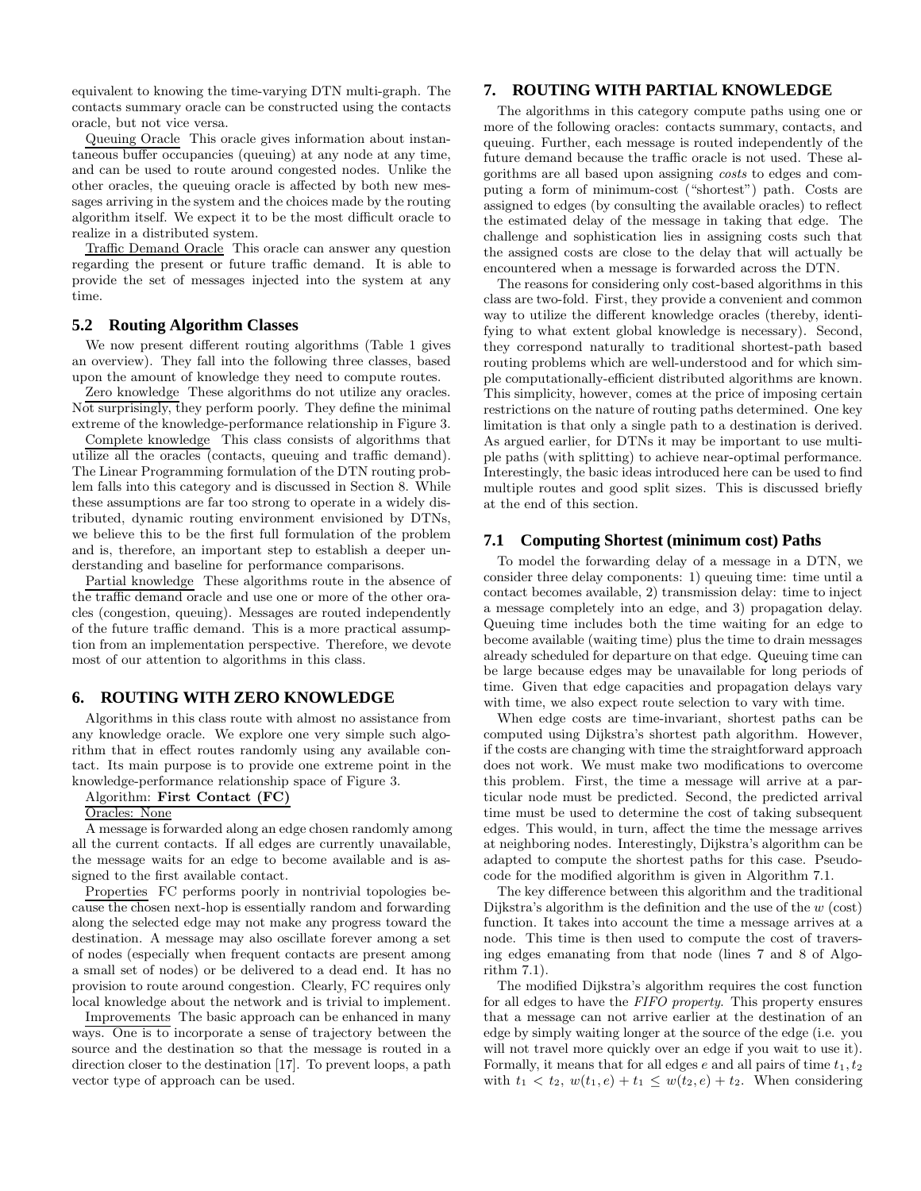equivalent to knowing the time-varying DTN multi-graph. The contacts summary oracle can be constructed using the contacts oracle, but not vice versa.

Queuing Oracle This oracle gives information about instantaneous buffer occupancies (queuing) at any node at any time, and can be used to route around congested nodes. Unlike the other oracles, the queuing oracle is affected by both new messages arriving in the system and the choices made by the routing algorithm itself. We expect it to be the most difficult oracle to realize in a distributed system.

Traffic Demand Oracle This oracle can answer any question regarding the present or future traffic demand. It is able to provide the set of messages injected into the system at any time.

### 5.2 Routing Algorithm Classes

We now present different routing algorithms (Table 1 gives an overview). They fall into the following three classes, based upon the amount of knowledge they need to compute routes.

Zero knowledge These algorithms do not utilize any oracles. Not surprisingly, they perform poorly. They define the minimal extreme of the knowledge-performance relationship in Figure 3.

Complete knowledge This class consists of algorithms that utilize all the oracles (contacts, queuing and traffic demand). The Linear Programming formulation of the DTN routing problem falls into this category and is discussed in Section 8. While these assumptions are far too strong to operate in a widely distributed, dynamic routing environment envisioned by DTNs, we believe this to be the first full formulation of the problem and is, therefore, an important step to establish a deeper understanding and baseline for performance comparisons.

Partial knowledge These algorithms route in the absence of the traffic demand oracle and use one or more of the other oracles (congestion, queuing). Messages are routed independently of the future traffic demand. This is a more practical assumption from an implementation perspective. Therefore, we devote most of our attention to algorithms in this class.

## 6. ROUTING WITH ZERO KNOWLEDGE

Algorithms in this class route with almost no assistance from any knowledge oracle. We explore one very simple such algorithm that in effect routes randomly using any available contact. Its main purpose is to provide one extreme point in the knowledge-performance relationship space of Figure 3.

Algorithm: **First Contact (FC)**

Oracles: None

A message is forwarded along an edge chosen randomly among all the current contacts. If all edges are currently unavailable, the message waits for an edge to become available and is assigned to the first available contact.

Properties FC performs poorly in nontrivial topologies because the chosen next-hop is essentially random and forwarding along the selected edge may not make any progress toward the destination. A message may also oscillate forever among a set of nodes (especially when frequent contacts are present among a small set of nodes) or be delivered to a dead end. It has no provision to route around congestion. Clearly, FC requires only local knowledge about the network and is trivial to implement.

Improvements The basic approach can be enhanced in many ways. One is to incorporate a sense of trajectory between the source and the destination so that the message is routed in a direction closer to the destination [17]. To prevent loops, a path vector type of approach can be used.

## 7. ROUTING WITH PARTIAL KNOWLEDGE

The algorithms in this category compute paths using one or more of the following oracles: contacts summary, contacts, and queuing. Further, each message is routed independently of the future demand because the traffic oracle is not used. These algorithms are all based upon assigning *costs* to edges and computing a form of minimum-cost ("shortest") path. Costs are assigned to edges (by consulting the available oracles) to reflect the estimated delay of the message in taking that edge. The challenge and sophistication lies in assigning costs such that the assigned costs are close to the delay that will actually be encountered when a message is forwarded across the DTN.

The reasons for considering only cost-based algorithms in this class are two-fold. First, they provide a convenient and common way to utilize the different knowledge oracles (thereby, identifying to what extent global knowledge is necessary). Second, they correspond naturally to traditional shortest-path based routing problems which are well-understood and for which simple computationally-efficient distributed algorithms are known. This simplicity, however, comes at the price of imposing certain restrictions on the nature of routing paths determined. One key limitation is that only a single path to a destination is derived. As argued earlier, for DTNs it may be important to use multiple paths (with splitting) to achieve near-optimal performance. Interestingly, the basic ideas introduced here can be used to find multiple routes and good split sizes. This is discussed briefly at the end of this section.

### 7.1 Computing Shortest (minimum cost) Paths

To model the forwarding delay of a message in a DTN, we consider three delay components: 1) queuing time: time until a contact becomes available, 2) transmission delay: time to inject a message completely into an edge, and 3) propagation delay. Queuing time includes both the time waiting for an edge to become available (waiting time) plus the time to drain messages already scheduled for departure on that edge. Queuing time can be large because edges may be unavailable for long periods of time. Given that edge capacities and propagation delays vary with time, we also expect route selection to vary with time.

When edge costs are time-invariant, shortest paths can be computed using Dijkstra's shortest path algorithm. However, if the costs are changing with time the straightforward approach does not work. We must make two modifications to overcome this problem. First, the time a message will arrive at a particular node must be predicted. Second, the predicted arrival time must be used to determine the cost of taking subsequent edges. This would, in turn, affect the time the message arrives at neighboring nodes. Interestingly, Dijkstra's algorithm can be adapted to compute the shortest paths for this case. Pseudocode for the modified algorithm is given in Algorithm 7.1.

The key difference between this algorithm and the traditional Dijkstra's algorithm is the definition and the use of the $w$ (cost) function. It takes into account the time a message arrives at a node. This time is then used to compute the cost of traversing edges emanating from that node (lines 7 and 8 of Algorithm 7.1).

The modified Dijkstra's algorithm requires the cost function for all edges to have the *FIFO property*. This property ensures that a message can not arrive earlier at the destination of an edge by simply waiting longer at the source of the edge (i.e. you will not travel more quickly over an edge if you wait to use it). Formally, it means that for all edges $e$ and all pairs of time $t_1, t_2$ with $t_1 < t_2$, $w(t_1, e) + t_1 \leq w(t_2, e) + t_2$. When considering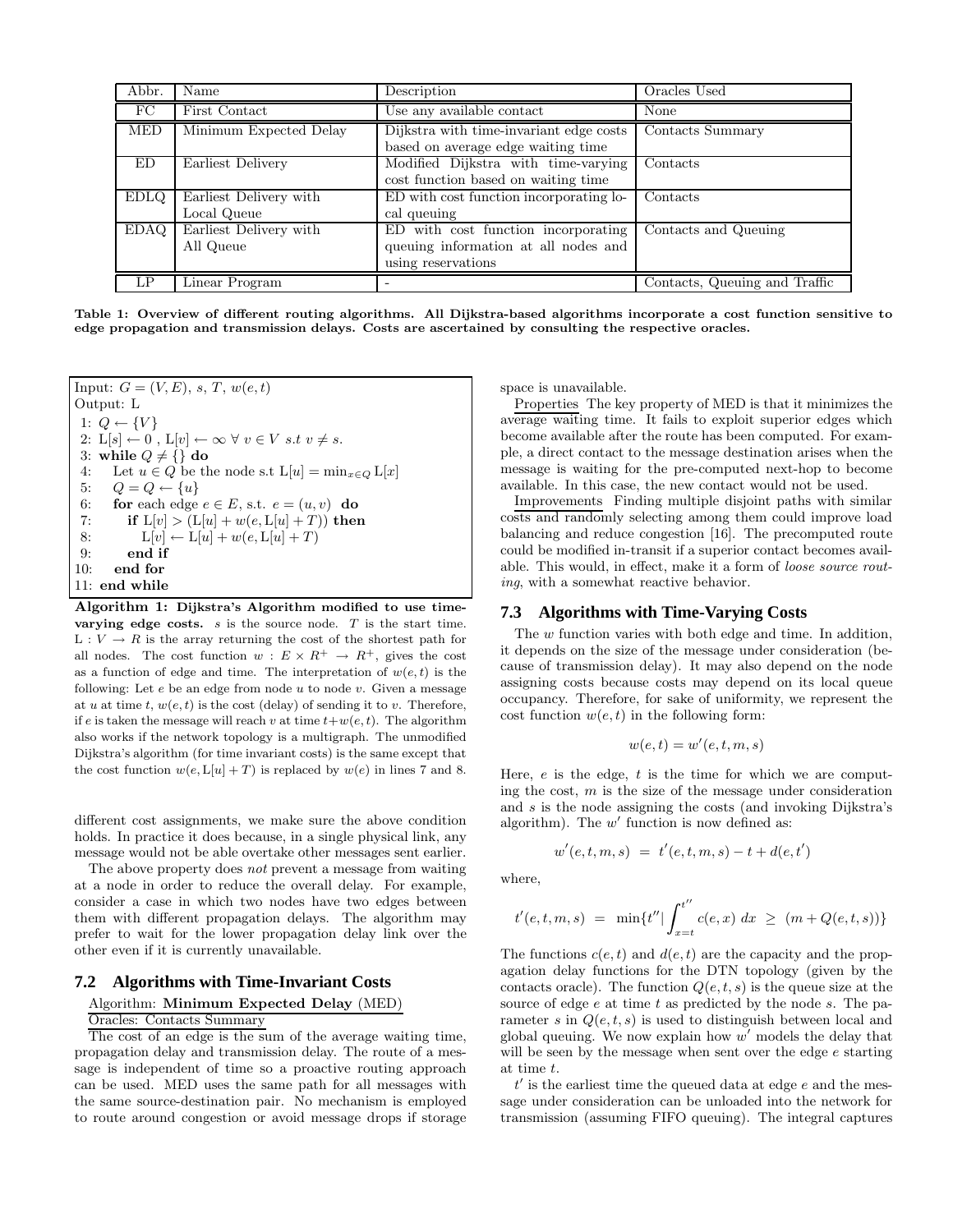| Abbr. | Name | Description | Oracles Used |
|---|---|---|---|
| FC | First Contact | Use any available contact | None |
| MED | Minimum Expected Delay | Dijkstra with time-invariant edge costs based on average edge waiting time | Contacts Summary |
| ED | Earliest Delivery | Modified Dijkstra with time-varying cost function based on waiting time | Contacts |
| EDLQ | Earliest Delivery with Local Queue | ED with cost function incorporating local queuing | Contacts |
| EDAQ | Earliest Delivery with All Queue | ED with cost function incorporating queuing information at all nodes and using reservations | Contacts and Queuing |
| LP | Linear Program | - | Contacts, Queuing and Traffic |

**Table 1: Overview of different routing algorithms. All Dijkstra-based algorithms incorporate a cost function sensitive to edge propagation and transmission delays. Costs are ascertained by consulting the respective oracles.**

Input: $G = (V, E)$, $s$, $T$, $w(e, t)$
Output: L

1: $Q \leftarrow \{V\}$
2: $\mathrm{L}[s] \leftarrow 0$ , $\mathrm{L}[v] \leftarrow \infty \ \forall \ v \in V \ s.t \ v \neq s$.
3: **while** $Q \neq \{\}$ **do**
4: Let $u \in Q$ be the node s.t $\mathrm{L}[u] = \min_{x \in Q} \mathrm{L}[x]$
5: $Q = Q \leftarrow \{u\}$
6: **for** each edge $e \in E$, s.t. $e = (u, v)$ **do**
7: **if** $\mathrm{L}[v] > (\mathrm{L}[u] + w(e, \mathrm{L}[u] + T))$ **then**
8: $\mathrm{L}[v] \leftarrow \mathrm{L}[u] + w(e, \mathrm{L}[u] + T)$
9: **end if**
10: **end for**
11: **end while**

**Algorithm 1: Dijkstra's Algorithm modified to use time-varying edge costs.** $s$ is the source node. $T$ is the start time. $\mathrm{L} : V \rightarrow R$ is the array returning the cost of the shortest path for all nodes. The cost function $w : E \times R^+ \rightarrow R^+$, gives the cost as a function of edge and time. The interpretation of $w(e, t)$ is the following: Let $e$ be an edge from node $u$ to node $v$. Given a message at $u$ at time $t$, $w(e, t)$ is the cost (delay) of sending it to $v$. Therefore, if $e$ is taken the message will reach $v$ at time $t + w(e, t)$. The algorithm also works if the network topology is a multigraph. The unmodified Dijkstra's algorithm (for time invariant costs) is the same except that the cost function $w(e, \mathrm{L}[u] + T)$ is replaced by $w(e)$ in lines 7 and 8.

different cost assignments, we make sure the above condition holds. In practice it does because, in a single physical link, any message would not be able overtake other messages sent earlier.

The above property does *not* prevent a message from waiting at a node in order to reduce the overall delay. For example, consider a case in which two nodes have two edges between them with different propagation delays. The algorithm may prefer to wait for the lower propagation delay link over the other even if it is currently unavailable.

## 7.2 Algorithms with Time-Invariant Costs

Algorithm: **Minimum Expected Delay** (MED)
Oracles: Contacts Summary

The cost of an edge is the sum of the average waiting time, propagation delay and transmission delay. The route of a message is independent of time so a proactive routing approach can be used. MED uses the same path for all messages with the same source-destination pair. No mechanism is employed to route around congestion or avoid message drops if storage space is unavailable.

Properties The key property of MED is that it minimizes the average waiting time. It fails to exploit superior edges which become available after the route has been computed. For example, a direct contact to the message destination arises when the message is waiting for the pre-computed next-hop to become available. In this case, the new contact would not be used.

Improvements Finding multiple disjoint paths with similar costs and randomly selecting among them could improve load balancing and reduce congestion [16]. The precomputed route could be modified in-transit if a superior contact becomes available. This would, in effect, make it a form of *loose source routing*, with a somewhat reactive behavior.

## 7.3 Algorithms with Time-Varying Costs

The $w$ function varies with both edge and time. In addition, it depends on the size of the message under consideration (because of transmission delay). It may also depend on the node assigning costs because costs may depend on its local queue occupancy. Therefore, for sake of uniformity, we represent the cost function $w(e, t)$ in the following form:

$$w(e, t) = w'(e, t, m, s)$$

Here, $e$ is the edge, $t$ is the time for which we are computing the cost, $m$ is the size of the message under consideration and $s$ is the node assigning the costs (and invoking Dijkstra's algorithm). The $w'$ function is now defined as:

$$w'(e, t, m, s) \ = \ t'(e, t, m, s) - t + d(e, t')$$

where,

$$t'(e, t, m, s) \ = \ \min\{t'' | \int_{x=t}^{t''} c(e, x) \ dx \ \geq \ (m + Q(e, t, s))\}$$

The functions $c(e, t)$ and $d(e, t)$ are the capacity and the propagation delay functions for the DTN topology (given by the contacts oracle). The function $Q(e, t, s)$ is the queue size at the source of edge $e$ at time $t$ as predicted by the node $s$. The parameter $s$ in $Q(e, t, s)$ is used to distinguish between local and global queuing. We now explain how $w'$ models the delay that will be seen by the message when sent over the edge $e$ starting at time $t$.

$t'$ is the earliest time the queued data at edge $e$ and the message under consideration can be unloaded into the network for transmission (assuming FIFO queuing). The integral captures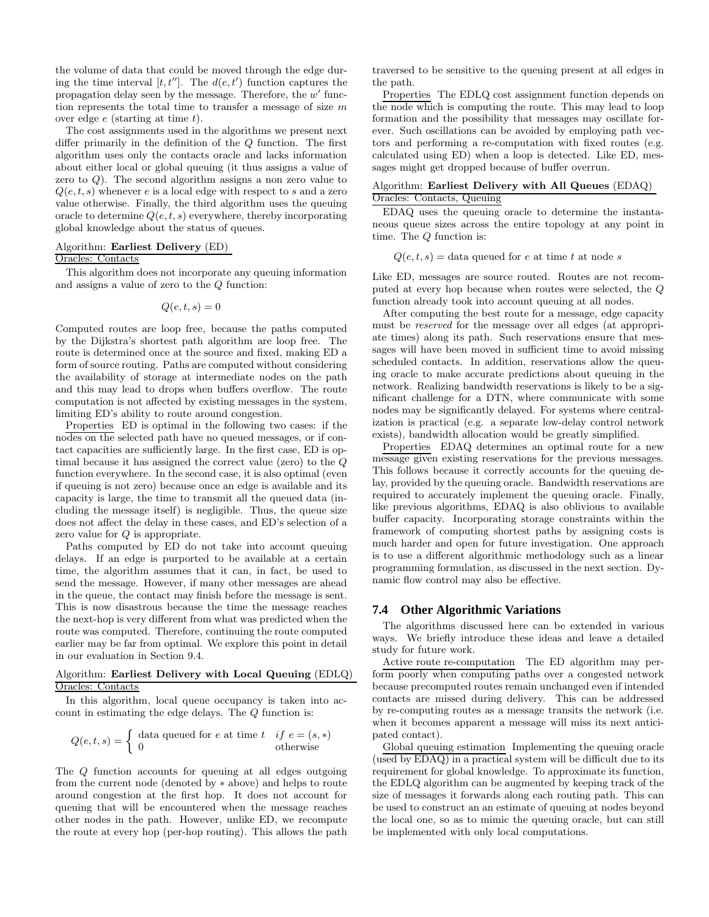the volume of data that could be moved through the edge during the time interval $[t, t'']$. The $d(e, t')$ function captures the propagation delay seen by the message. Therefore, the $w'$ function represents the total time to transfer a message of size $m$ over edge $e$ (starting at time $t$).

The cost assignments used in the algorithms we present next differ primarily in the definition of the $Q$ function. The first algorithm uses only the contacts oracle and lacks information about either local or global queuing (it thus assigns a value of zero to $Q$). The second algorithm assigns a non zero value to $Q(e, t, s)$ whenever $e$ is a local edge with respect to $s$ and a zero value otherwise. Finally, the third algorithm uses the queuing oracle to determine $Q(e, t, s)$ everywhere, thereby incorporating global knowledge about the status of queues.

Algorithm: **Earliest Delivery** (ED)
Oracles: Contacts

This algorithm does not incorporate any queuing information and assigns a value of zero to the $Q$ function:

$$Q(e, t, s) = 0$$

Computed routes are loop free, because the paths computed by the Dijkstra's shortest path algorithm are loop free. The route is determined once at the source and fixed, making ED a form of source routing. Paths are computed without considering the availability of storage at intermediate nodes on the path and this may lead to drops when buffers overflow. The route computation is not affected by existing messages in the system, limiting ED's ability to route around congestion.

Properties ED is optimal in the following two cases: if the nodes on the selected path have no queued messages, or if contact capacities are sufficiently large. In the first case, ED is optimal because it has assigned the correct value (zero) to the $Q$ function everywhere. In the second case, it is also optimal (even if queuing is not zero) because once an edge is available and its capacity is large, the time to transmit all the queued data (including the message itself) is negligible. Thus, the queue size does not affect the delay in these cases, and ED's selection of a zero value for $Q$ is appropriate.

Paths computed by ED do not take into account queuing delays. If an edge is purported to be available at a certain time, the algorithm assumes that it can, in fact, be used to send the message. However, if many other messages are ahead in the queue, the contact may finish before the message is sent. This is now disastrous because the time the message reaches the next-hop is very different from what was predicted when the route was computed. Therefore, continuing the route computed earlier may be far from optimal. We explore this point in detail in our evaluation in Section 9.4.

Algorithm: **Earliest Delivery with Local Queuing** (EDLQ)
Oracles: Contacts

In this algorithm, local queue occupancy is taken into account in estimating the edge delays. The $Q$ function is:

$$Q(e, t, s) = \begin{cases} \text{data queued for } e \text{ at time } t & if\ e = (s, *) \\ 0 & \text{otherwise} \end{cases}$$

The $Q$ function accounts for queuing at all edges outgoing from the current node (denoted by $*$ above) and helps to route around congestion at the first hop. It does not account for queuing that will be encountered when the message reaches other nodes in the path. However, unlike ED, we recompute the route at every hop (per-hop routing). This allows the path traversed to be sensitive to the queuing present at all edges in the path.

Properties The EDLQ cost assignment function depends on the node which is computing the route. This may lead to loop formation and the possibility that messages may oscillate forever. Such oscillations can be avoided by employing path vectors and performing a re-computation with fixed routes (e.g. calculated using ED) when a loop is detected. Like ED, messages might get dropped because of buffer overrun.

Algorithm: **Earliest Delivery with All Queues** (EDAQ)
Oracles: Contacts, Queuing

EDAQ uses the queuing oracle to determine the instantaneous queue sizes across the entire topology at any point in time. The $Q$ function is:

$$Q(e, t, s) = \text{data queued for } e \text{ at time } t \text{ at node } s$$

Like ED, messages are source routed. Routes are not recomputed at every hop because when routes were selected, the $Q$ function already took into account queuing at all nodes.

After computing the best route for a message, edge capacity must be *reserved* for the message over all edges (at appropriate times) along its path. Such reservations ensure that messages will have been moved in sufficient time to avoid missing scheduled contacts. In addition, reservations allow the queuing oracle to make accurate predictions about queuing in the network. Realizing bandwidth reservations is likely to be a significant challenge for a DTN, where communicate with some nodes may be significantly delayed. For systems where centralization is practical (e.g. a separate low-delay control network exists), bandwidth allocation would be greatly simplified.

Properties EDAQ determines an optimal route for a new message given existing reservations for the previous messages. This follows because it correctly accounts for the queuing delay, provided by the queuing oracle. Bandwidth reservations are required to accurately implement the queuing oracle. Finally, like previous algorithms, EDAQ is also oblivious to available buffer capacity. Incorporating storage constraints within the framework of computing shortest paths by assigning costs is much harder and open for future investigation. One approach is to use a different algorithmic methodology such as a linear programming formulation, as discussed in the next section. Dynamic flow control may also be effective.

### 7.4 Other Algorithmic Variations

The algorithms discussed here can be extended in various ways. We briefly introduce these ideas and leave a detailed study for future work.

Active route re-computation The ED algorithm may perform poorly when computing paths over a congested network because precomputed routes remain unchanged even if intended contacts are missed during delivery. This can be addressed by re-computing routes as a message transits the network (i.e. when it becomes apparent a message will miss its next anticipated contact).

Global queuing estimation Implementing the queuing oracle (used by EDAQ) in a practical system will be difficult due to its requirement for global knowledge. To approximate its function, the EDLQ algorithm can be augmented by keeping track of the size of messages it forwards along each routing path. This can be used to construct an an estimate of queuing at nodes beyond the local one, so as to mimic the queuing oracle, but can still be implemented with only local computations.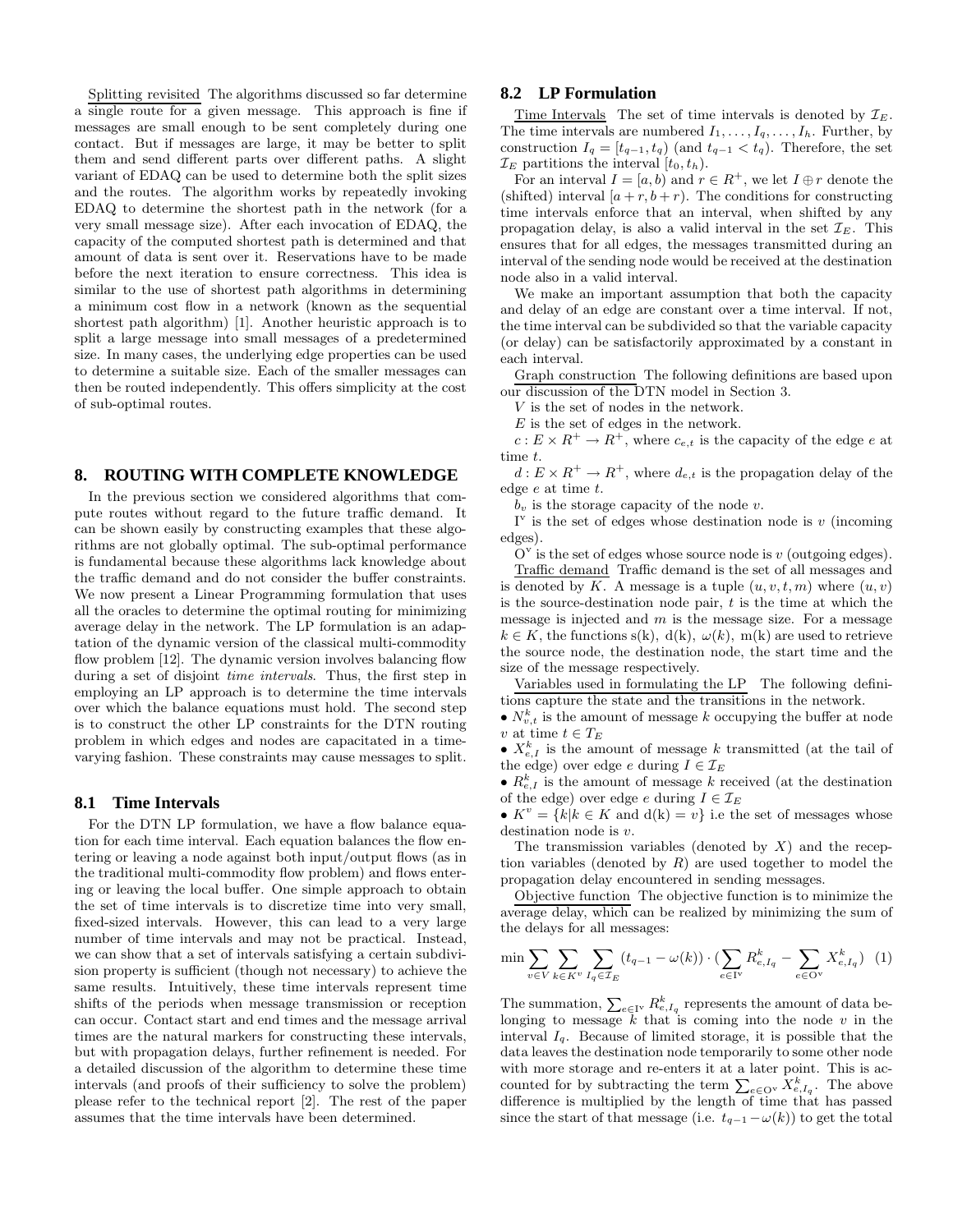Splitting revisited The algorithms discussed so far determine a single route for a given message. This approach is fine if messages are small enough to be sent completely during one contact. But if messages are large, it may be better to split them and send different parts over different paths. A slight variant of EDAQ can be used to determine both the split sizes and the routes. The algorithm works by repeatedly invoking EDAQ to determine the shortest path in the network (for a very small message size). After each invocation of EDAQ, the capacity of the computed shortest path is determined and that amount of data is sent over it. Reservations have to be made before the next iteration to ensure correctness. This idea is similar to the use of shortest path algorithms in determining a minimum cost flow in a network (known as the sequential shortest path algorithm) [1]. Another heuristic approach is to split a large message into small messages of a predetermined size. In many cases, the underlying edge properties can be used to determine a suitable size. Each of the smaller messages can then be routed independently. This offers simplicity at the cost of sub-optimal routes.

## 8. ROUTING WITH COMPLETE KNOWLEDGE

In the previous section we considered algorithms that compute routes without regard to the future traffic demand. It can be shown easily by constructing examples that these algorithms are not globally optimal. The sub-optimal performance is fundamental because these algorithms lack knowledge about the traffic demand and do not consider the buffer constraints. We now present a Linear Programming formulation that uses all the oracles to determine the optimal routing for minimizing average delay in the network. The LP formulation is an adaptation of the dynamic version of the classical multi-commodity flow problem [12]. The dynamic version involves balancing flow during a set of disjoint *time intervals*. Thus, the first step in employing an LP approach is to determine the time intervals over which the balance equations must hold. The second step is to construct the other LP constraints for the DTN routing problem in which edges and nodes are capacitated in a time-varying fashion. These constraints may cause messages to split.

### 8.1 Time Intervals

For the DTN LP formulation, we have a flow balance equation for each time interval. Each equation balances the flow entering or leaving a node against both input/output flows (as in the traditional multi-commodity flow problem) and flows entering or leaving the local buffer. One simple approach to obtain the set of time intervals is to discretize time into very small, fixed-sized intervals. However, this can lead to a very large number of time intervals and may not be practical. Instead, we can show that a set of intervals satisfying a certain subdivision property is sufficient (though not necessary) to achieve the same results. Intuitively, these time intervals represent time shifts of the periods when message transmission or reception can occur. Contact start and end times and the message arrival times are the natural markers for constructing these intervals, but with propagation delays, further refinement is needed. For a detailed discussion of the algorithm to determine these time intervals (and proofs of their sufficiency to solve the problem) please refer to the technical report [2]. The rest of the paper assumes that the time intervals have been determined.

### 8.2 LP Formulation

Time Intervals The set of time intervals is denoted by $\mathcal{I}_E$. The time intervals are numbered $I_1, \ldots, I_q, \ldots, I_h$. Further, by construction $I_q = [t_{q-1}, t_q)$ (and $t_{q-1} < t_q$). Therefore, the set $\mathcal{I}_E$ partitions the interval $[t_0, t_h)$.

For an interval $I = [a, b)$ and $r \in R^+$, we let $I \oplus r$ denote the (shifted) interval $[a + r, b + r)$. The conditions for constructing time intervals enforce that an interval, when shifted by any propagation delay, is also a valid interval in the set $\mathcal{I}_E$. This ensures that for all edges, the messages transmitted during an interval of the sending node would be received at the destination node also in a valid interval.

We make an important assumption that both the capacity and delay of an edge are constant over a time interval. If not, the time interval can be subdivided so that the variable capacity (or delay) can be satisfactorily approximated by a constant in each interval.

Graph construction The following definitions are based upon our discussion of the DTN model in Section 3.

$V$ is the set of nodes in the network.

$E$ is the set of edges in the network.

$c : E \times R^+ \rightarrow R^+$, where $c_{e,t}$ is the capacity of the edge $e$ at time $t$.

$d : E \times R^+ \rightarrow R^+$, where $d_{e,t}$ is the propagation delay of the edge $e$ at time $t$.

$b_v$ is the storage capacity of the node $v$.

$\mathrm{I}^v$ is the set of edges whose destination node is $v$ (incoming edges).

$\mathrm{O}^v$ is the set of edges whose source node is $v$ (outgoing edges).

Traffic demand Traffic demand is the set of all messages and is denoted by $K$. A message is a tuple $(u, v, t, m)$ where $(u, v)$ is the source-destination node pair, $t$ is the time at which the message is injected and $m$ is the message size. For a message $k \in K$, the functions s(k), d(k), $\omega(k)$, m(k) are used to retrieve the source node, the destination node, the start time and the size of the message respectively.

Variables used in formulating the LP The following definitions capture the state and the transitions in the network.

- $N^k_{v,t}$ is the amount of message $k$ occupying the buffer at node $v$ at time $t \in T_E$
- $X^k_{e,I}$ is the amount of message $k$ transmitted (at the tail of the edge) over edge $e$ during $I \in \mathcal{I}_E$
- $R^k_{e,I}$ is the amount of message $k$ received (at the destination of the edge) over edge $e$ during $I \in \mathcal{I}_E$
- $K^v = \{k | k \in K \text{ and } \mathrm{d}(k) = v\}$ i.e the set of messages whose destination node is $v$.

The transmission variables (denoted by $X$) and the reception variables (denoted by $R$) are used together to model the propagation delay encountered in sending messages.

Objective function The objective function is to minimize the average delay, which can be realized by minimizing the sum of the delays for all messages:

$$\min \sum_{v \in V} \sum_{k \in K^v} \sum_{I_q \in \mathcal{I}_E} (t_{q-1} - \omega(k)) \cdot (\sum_{e \in \mathrm{I}^v} R^k_{e,I_q} - \sum_{e \in \mathrm{O}^v} X^k_{e,I_q}) \quad (1)$$

The summation, $\sum_{e \in \mathrm{I}^v} R^k_{e,I_q}$ represents the amount of data belonging to message $k$ that is coming into the node $v$ in the interval $I_q$. Because of limited storage, it is possible that the data leaves the destination node temporarily to some other node with more storage and re-enters it at a later point. This is accounted for by subtracting the term $\sum_{e \in \mathrm{O}^v} X^k_{e,I_q}$. The above difference is multiplied by the length of time that has passed since the start of that message (i.e. $t_{q-1} - \omega(k)$) to get the total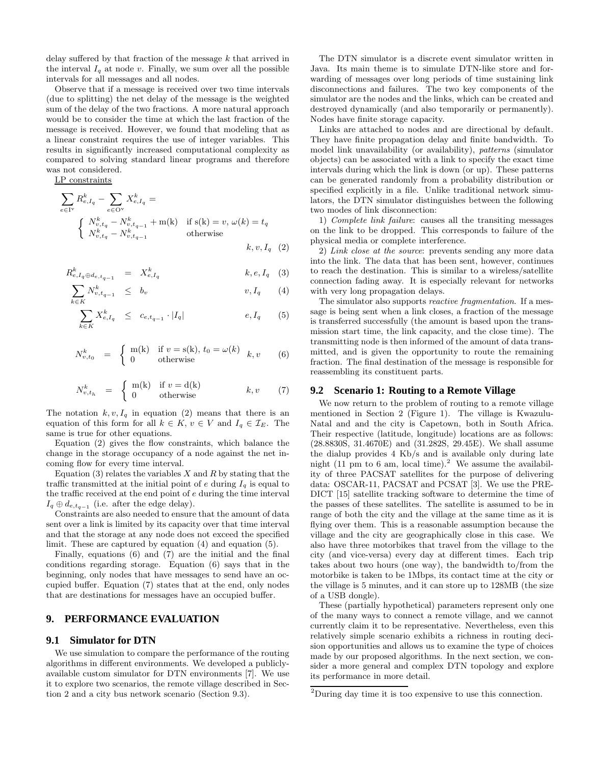delay suffered by that fraction of the message $k$ that arrived in the interval $I_q$ at node $v$. Finally, we sum over all the possible intervals for all messages and all nodes.

Observe that if a message is received over two time intervals (due to splitting) the net delay of the message is the weighted sum of the delay of the two fractions. A more natural approach would be to consider the time at which the last fraction of the message is received. However, we found that modeling that as a linear constraint requires the use of integer variables. This results in significantly increased computational complexity as compared to solving standard linear programs and therefore was not considered.

LP constraints

$$\sum_{e \in \mathrm{I^v}} R^k_{e,I_q} - \sum_{e \in \mathrm{O^v}} X^k_{e,I_q} = \begin{cases} N^k_{v,t_q} - N^k_{v,t_{q-1}} + \mathrm{m(k)} & \text{if } \mathrm{s(k)} = v,\ \omega(k) = t_q \\ N^k_{v,t_q} - N^k_{v,t_{q-1}} & \text{otherwise} \end{cases} \quad k, v, I_q \quad (2)$$

$$R^k_{e,I_q \oplus d_{e,t_{q-1}}} = X^k_{e,I_q} \quad k, e, I_q \quad (3)$$

$$\sum_{k \in K} N^k_{v,t_{q-1}} \leq b_v \quad v, I_q \quad (4)$$

$$\sum_{k \in K} X^k_{e,I_q} \leq c_{e,t_{q-1}} \cdot |I_q| \quad e, I_q \quad (5)$$

$$N^k_{v,t_0} = \begin{cases} \mathrm{m(k)} & \text{if } v = \mathrm{s(k)},\ t_0 = \omega(k) \\ 0 & \text{otherwise} \end{cases} \quad k, v \quad (6)$$

$$N^k_{v,t_h} = \begin{cases} \mathrm{m(k)} & \text{if } v = \mathrm{d(k)} \\ 0 & \text{otherwise} \end{cases} \quad k, v \quad (7)$$

The notation $k, v, I_q$ in equation (2) means that there is an equation of this form for all $k \in K$, $v \in V$ and $I_q \in \mathcal{I}_E$. The same is true for other equations.

Equation (2) gives the flow constraints, which balance the change in the storage occupancy of a node against the net incoming flow for every time interval.

Equation (3) relates the variables $X$ and $R$ by stating that the traffic transmitted at the initial point of $e$ during $I_q$ is equal to the traffic received at the end point of $e$ during the time interval $I_q \oplus d_{e,t_{q-1}}$ (i.e. after the edge delay).

Constraints are also needed to ensure that the amount of data sent over a link is limited by its capacity over that time interval and that the storage at any node does not exceed the specified limit. These are captured by equation (4) and equation (5).

Finally, equations (6) and (7) are the initial and the final conditions regarding storage. Equation (6) says that in the beginning, only nodes that have messages to send have an occupied buffer. Equation (7) states that at the end, only nodes that are destinations for messages have an occupied buffer.

## 9. PERFORMANCE EVALUATION

### 9.1 Simulator for DTN

We use simulation to compare the performance of the routing algorithms in different environments. We developed a publicly-available custom simulator for DTN environments [7]. We use it to explore two scenarios, the remote village described in Section 2 and a city bus network scenario (Section 9.3).

The DTN simulator is a discrete event simulator written in Java. Its main theme is to simulate DTN-like store and forwarding of messages over long periods of time sustaining link disconnections and failures. The two key components of the simulator are the nodes and the links, which can be created and destroyed dynamically (and also temporarily or permanently). Nodes have finite storage capacity.

Links are attached to nodes and are directional by default. They have finite propagation delay and finite bandwidth. To model link unavailability (or availability), *patterns* (simulator objects) can be associated with a link to specify the exact time intervals during which the link is down (or up). These patterns can be generated randomly from a probability distribution or specified explicitly in a file. Unlike traditional network simulators, the DTN simulator distinguishes between the following two modes of link disconnection:

1) *Complete link failure*: causes all the transiting messages on the link to be dropped. This corresponds to failure of the physical media or complete interference.

2) *Link close at the source*: prevents sending any more data into the link. The data that has been sent, however, continues to reach the destination. This is similar to a wireless/satellite connection fading away. It is especially relevant for networks with very long propagation delays.

The simulator also supports *reactive fragmentation*. If a message is being sent when a link closes, a fraction of the message is transferred successfully (the amount is based upon the transmission start time, the link capacity, and the close time). The transmitting node is then informed of the amount of data transmitted, and is given the opportunity to route the remaining fraction. The final destination of the message is responsible for reassembling its constituent parts.

### 9.2 Scenario 1: Routing to a Remote Village

We now return to the problem of routing to a remote village mentioned in Section 2 (Figure 1). The village is Kwazulu-Natal and and the city is Capetown, both in South Africa. Their respective (latitude, longitude) locations are as follows: (28.8830S, 31.4670E) and (31.282S, 29.45E). We shall assume the dialup provides 4 Kb/s and is available only during late night (11 pm to 6 am, local time).[2] We assume the availability of three PACSAT satellites for the purpose of delivering data: OSCAR-11, PACSAT and PCSAT [3]. We use the PREDICT [15] satellite tracking software to determine the time of the passes of these satellites. The satellite is assumed to be in range of both the city and the village at the same time as it is flying over them. This is a reasonable assumption because the village and the city are geographically close in this case. We also have three motorbikes that travel from the village to the city (and vice-versa) every day at different times. Each trip takes about two hours (one way), the bandwidth to/from the motorbike is taken to be 1Mbps, its contact time at the city or the village is 5 minutes, and it can store up to 128MB (the size of a USB dongle).

These (partially hypothetical) parameters represent only one of the many ways to connect a remote village, and we cannot currently claim it to be representative. Nevertheless, even this relatively simple scenario exhibits a richness in routing decision opportunities and allows us to examine the type of choices made by our proposed algorithms. In the next section, we consider a more general and complex DTN topology and explore its performance in more detail.

[2] During day time it is too expensive to use this connection.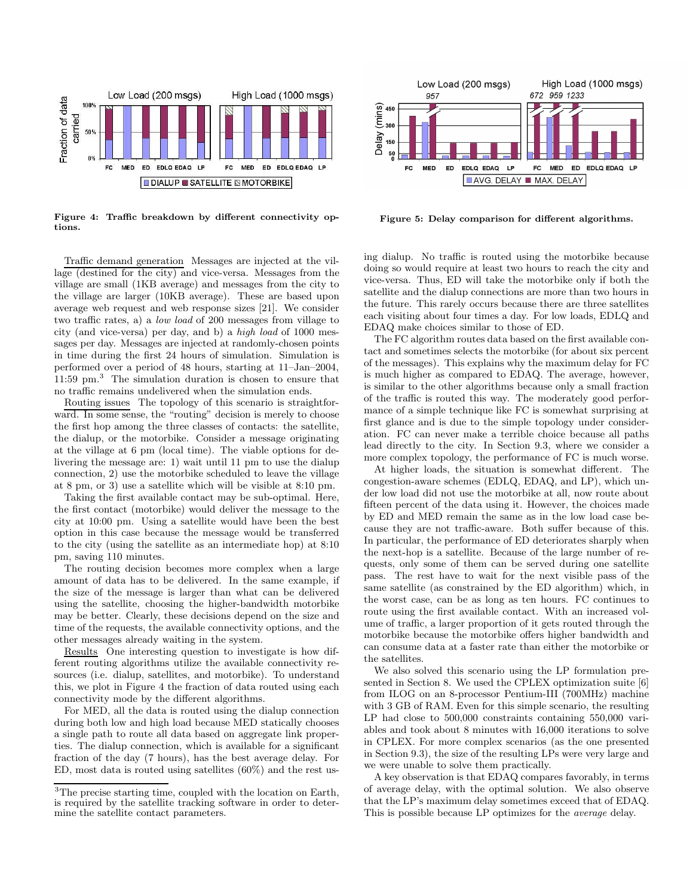Figure 4: Traffic breakdown by different connectivity options.

Figure 5: Delay comparison for different algorithms.

Traffic demand generation Messages are injected at the village (destined for the city) and vice-versa. Messages from the village are small (1KB average) and messages from the city to the village are larger (10KB average). These are based upon average web request and web response sizes [21]. We consider two traffic rates, a) a *low load* of 200 messages from village to city (and vice-versa) per day, and b) a *high load* of 1000 messages per day. Messages are injected at randomly-chosen points in time during the first 24 hours of simulation. Simulation is performed over a period of 48 hours, starting at 11–Jan–2004, 11:59 pm.[3] The simulation duration is chosen to ensure that no traffic remains undelivered when the simulation ends.

Routing issues The topology of this scenario is straightforward. In some sense, the "routing" decision is merely to choose the first hop among the three classes of contacts: the satellite, the dialup, or the motorbike. Consider a message originating at the village at 6 pm (local time). The viable options for delivering the message are: 1) wait until 11 pm to use the dialup connection, 2) use the motorbike scheduled to leave the village at 8 pm, or 3) use a satellite which will be visible at 8:10 pm.

Taking the first available contact may be sub-optimal. Here, the first contact (motorbike) would deliver the message to the city at 10:00 pm. Using a satellite would have been the best option in this case because the message would be transferred to the city (using the satellite as an intermediate hop) at 8:10 pm, saving 110 minutes.

The routing decision becomes more complex when a large amount of data has to be delivered. In the same example, if the size of the message is larger than what can be delivered using the satellite, choosing the higher-bandwidth motorbike may be better. Clearly, these decisions depend on the size and time of the requests, the available connectivity options, and the other messages already waiting in the system.

Results One interesting question to investigate is how different routing algorithms utilize the available connectivity resources (i.e. dialup, satellites, and motorbike). To understand this, we plot in Figure 4 the fraction of data routed using each connectivity mode by the different algorithms.

For MED, all the data is routed using the dialup connection during both low and high load because MED statically chooses a single path to route all data based on aggregate link properties. The dialup connection, which is available for a significant fraction of the day (7 hours), has the best average delay. For ED, most data is routed using satellites (60%) and the rest using dialup. No traffic is routed using the motorbike because doing so would require at least two hours to reach the city and vice-versa. Thus, ED will take the motorbike only if both the satellite and the dialup connections are more than two hours in the future. This rarely occurs because there are three satellites each visiting about four times a day. For low loads, EDLQ and EDAQ make choices similar to those of ED.

The FC algorithm routes data based on the first available contact and sometimes selects the motorbike (for about six percent of the messages). This explains why the maximum delay for FC is much higher as compared to EDAQ. The average, however, is similar to the other algorithms because only a small fraction of the traffic is routed this way. The moderately good performance of a simple technique like FC is somewhat surprising at first glance and is due to the simple topology under consideration. FC can never make a terrible choice because all paths lead directly to the city. In Section 9.3, where we consider a more complex topology, the performance of FC is much worse.

At higher loads, the situation is somewhat different. The congestion-aware schemes (EDLQ, EDAQ, and LP), which under low load did not use the motorbike at all, now route about fifteen percent of the data using it. However, the choices made by ED and MED remain the same as in the low load case because they are not traffic-aware. Both suffer because of this. In particular, the performance of ED deteriorates sharply when the next-hop is a satellite. Because of the large number of requests, only some of them can be served during one satellite pass. The rest have to wait for the next visible pass of the same satellite (as constrained by the ED algorithm) which, in the worst case, can be as long as ten hours. FC continues to route using the first available contact. With an increased volume of traffic, a larger proportion of it gets routed through the motorbike because the motorbike offers higher bandwidth and can consume data at a faster rate than either the motorbike or the satellites.

We also solved this scenario using the LP formulation presented in Section 8. We used the CPLEX optimization suite [6] from ILOG on an 8-processor Pentium-III (700MHz) machine with 3 GB of RAM. Even for this simple scenario, the resulting LP had close to 500,000 constraints containing 550,000 variables and took about 8 minutes with 16,000 iterations to solve in CPLEX. For more complex scenarios (as the one presented in Section 9.3), the size of the resulting LPs were very large and we were unable to solve them practically.

A key observation is that EDAQ compares favorably, in terms of average delay, with the optimal solution. We also observe that the LP's maximum delay sometimes exceed that of EDAQ. This is possible because LP optimizes for the *average* delay.

[3]The precise starting time, coupled with the location on Earth, is required by the satellite tracking software in order to determine the satellite contact parameters.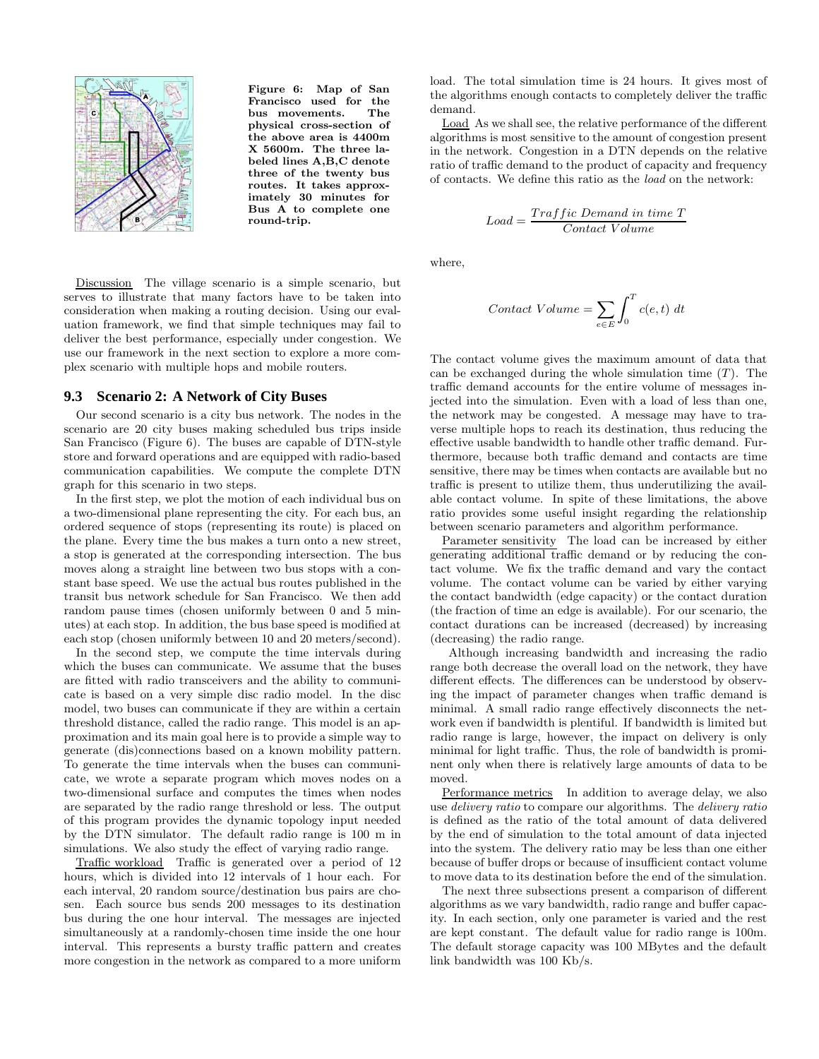Figure 6: Map of San Francisco used for the bus movements. The physical cross-section of the above area is 4400m X 5600m. The three labeled lines A,B,C denote three of the twenty bus routes. It takes approximately 30 minutes for Bus A to complete one round-trip.

Discussion The village scenario is a simple scenario, but serves to illustrate that many factors have to be taken into consideration when making a routing decision. Using our evaluation framework, we find that simple techniques may fail to deliver the best performance, especially under congestion. We use our framework in the next section to explore a more complex scenario with multiple hops and mobile routers.

### 9.3 Scenario 2: A Network of City Buses

Our second scenario is a city bus network. The nodes in the scenario are 20 city buses making scheduled bus trips inside San Francisco (Figure 6). The buses are capable of DTN-style store and forward operations and are equipped with radio-based communication capabilities. We compute the complete DTN graph for this scenario in two steps.

In the first step, we plot the motion of each individual bus on a two-dimensional plane representing the city. For each bus, an ordered sequence of stops (representing its route) is placed on the plane. Every time the bus makes a turn onto a new street, a stop is generated at the corresponding intersection. The bus moves along a straight line between two bus stops with a constant base speed. We use the actual bus routes published in the transit bus network schedule for San Francisco. We then add random pause times (chosen uniformly between 0 and 5 minutes) at each stop. In addition, the bus base speed is modified at each stop (chosen uniformly between 10 and 20 meters/second).

In the second step, we compute the time intervals during which the buses can communicate. We assume that the buses are fitted with radio transceivers and the ability to communicate is based on a very simple disc radio model. In the disc model, two buses can communicate if they are within a certain threshold distance, called the radio range. This model is an approximation and its main goal here is to provide a simple way to generate (dis)connections based on a known mobility pattern. To generate the time intervals when the buses can communicate, we wrote a separate program which moves nodes on a two-dimensional surface and computes the times when nodes are separated by the radio range threshold or less. The output of this program provides the dynamic topology input needed by the DTN simulator. The default radio range is 100 m in simulations. We also study the effect of varying radio range.

Traffic workload Traffic is generated over a period of 12 hours, which is divided into 12 intervals of 1 hour each. For each interval, 20 random source/destination bus pairs are chosen. Each source bus sends 200 messages to its destination bus during the one hour interval. The messages are injected simultaneously at a randomly-chosen time inside the one hour interval. This represents a bursty traffic pattern and creates more congestion in the network as compared to a more uniform load. The total simulation time is 24 hours. It gives most of the algorithms enough contacts to completely deliver the traffic demand.

Load As we shall see, the relative performance of the different algorithms is most sensitive to the amount of congestion present in the network. Congestion in a DTN depends on the relative ratio of traffic demand to the product of capacity and frequency of contacts. We define this ratio as the *load* on the network:

$$Load = \frac{Traffic\ Demand\ in\ time\ T}{Contact\ Volume}$$

where,

$$Contact\ Volume = \sum_{e \in E} \int_0^T c(e,t)\ dt$$

The contact volume gives the maximum amount of data that can be exchanged during the whole simulation time ($T$). The traffic demand accounts for the entire volume of messages injected into the simulation. Even with a load of less than one, the network may be congested. A message may have to traverse multiple hops to reach its destination, thus reducing the effective usable bandwidth to handle other traffic demand. Furthermore, because both traffic demand and contacts are time sensitive, there may be times when contacts are available but no traffic is present to utilize them, thus underutilizing the available contact volume. In spite of these limitations, the above ratio provides some useful insight regarding the relationship between scenario parameters and algorithm performance.

Parameter sensitivity The load can be increased by either generating additional traffic demand or by reducing the contact volume. We fix the traffic demand and vary the contact volume. The contact volume can be varied by either varying the contact bandwidth (edge capacity) or the contact duration (the fraction of time an edge is available). For our scenario, the contact durations can be increased (decreased) by increasing (decreasing) the radio range.

Although increasing bandwidth and increasing the radio range both decrease the overall load on the network, they have different effects. The differences can be understood by observing the impact of parameter changes when traffic demand is minimal. A small radio range effectively disconnects the network even if bandwidth is plentiful. If bandwidth is limited but radio range is large, however, the impact on delivery is only minimal for light traffic. Thus, the role of bandwidth is prominent only when there is relatively large amounts of data to be moved.

Performance metrics In addition to average delay, we also use *delivery ratio* to compare our algorithms. The *delivery ratio* is defined as the ratio of the total amount of data delivered by the end of simulation to the total amount of data injected into the system. The delivery ratio may be less than one either because of buffer drops or because of insufficient contact volume to move data to its destination before the end of the simulation.

The next three subsections present a comparison of different algorithms as we vary bandwidth, radio range and buffer capacity. In each section, only one parameter is varied and the rest are kept constant. The default value for radio range is 100m. The default storage capacity was 100 MBytes and the default link bandwidth was 100 Kb/s.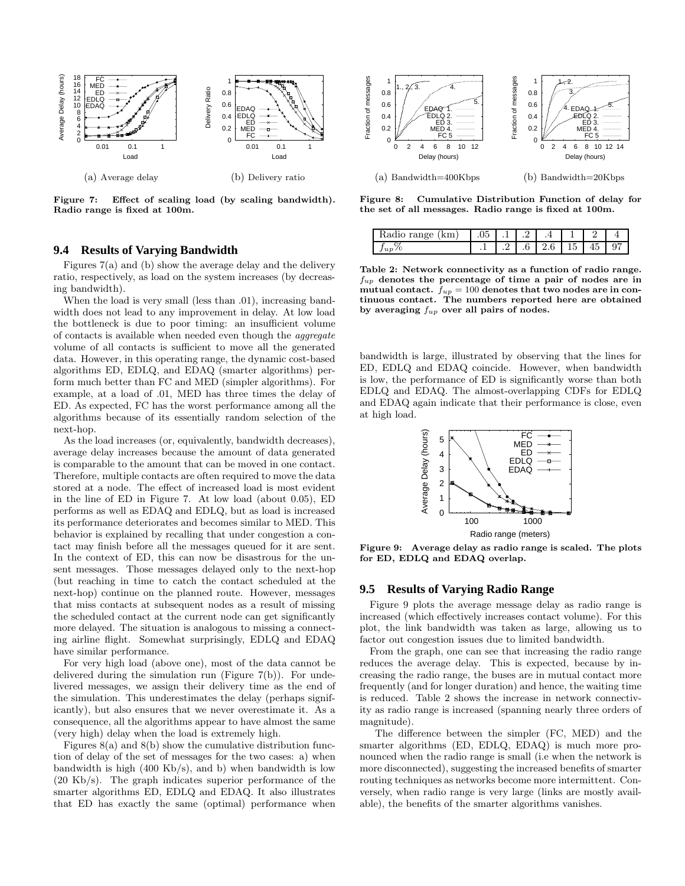Average Delay (hours)

18 16 14 12 10 8 6 4 2 0

FC
MED
ED
EDLQ
EDAQ

0.01 0.1 1

Load

(a) Average delay

Delivery Ratio

1 0.8 0.6 0.4 0.2 0

EDAQ
EDLQ
ED
MED
FC

0.01 0.1 1

Load

(b) Delivery ratio

**Figure 7: Effect of scaling load (by scaling bandwidth). Radio range is fixed at 100m.**

Fraction of messages

1 0.8 0.6 0.4 0.2 0

1., 2., 3.
4.
5.

EDAQ 1.
EDLQ 2.
ED 3.
MED 4.
FC 5

0 2 4 6 8 10 12

Delay (hours)

(a) Bandwidth=400Kbps

Fraction of messages

1 0.8 0.6 0.4 0.2 0

1., 2.
3.
4.
5.

EDAQ 1.
EDLQ 2.
ED 3.
MED 4.
FC 5

0 2 4 6 8 10 12 14

Delay (hours)

(b) Bandwidth=20Kbps

**Figure 8: Cumulative Distribution Function of delay for the set of all messages. Radio range is fixed at 100m.**

| Radio range (km) | .05 | .1 | .2 | .4 | 1 | 2 | 4 |
|---|---|---|---|---|---|---|---|
| $f_{up}$% | .1 | .2 | .6 | 2.6 | 15 | 45 | 97 |

**Table 2: Network connectivity as a function of radio range. $f_{up}$ denotes the percentage of time a pair of nodes are in mutual contact. $f_{up} = 100$ denotes that two nodes are in continuous contact. The numbers reported here are obtained by averaging $f_{up}$ over all pairs of nodes.**

## 9.4 Results of Varying Bandwidth

Figures 7(a) and (b) show the average delay and the delivery ratio, respectively, as load on the system increases (by decreasing bandwidth).

When the load is very small (less than .01), increasing bandwidth does not lead to any improvement in delay. At low load the bottleneck is due to poor timing: an insufficient volume of contacts is available when needed even though the *aggregate* volume of all contacts is sufficient to move all the generated data. However, in this operating range, the dynamic cost-based algorithms ED, EDLQ, and EDAQ (smarter algorithms) perform much better than FC and MED (simpler algorithms). For example, at a load of .01, MED has three times the delay of ED. As expected, FC has the worst performance among all the algorithms because of its essentially random selection of the next-hop.

As the load increases (or, equivalently, bandwidth decreases), average delay increases because the amount of data generated is comparable to the amount that can be moved in one contact. Therefore, multiple contacts are often required to move the data stored at a node. The effect of increased load is most evident in the line of ED in Figure 7. At low load (about 0.05), ED performs as well as EDAQ and EDLQ, but as load is increased its performance deteriorates and becomes similar to MED. This behavior is explained by recalling that under congestion a contact may finish before all the messages queued for it are sent. In the context of ED, this can now be disastrous for the unsent messages. Those messages delayed only to the next-hop (but reaching in time to catch the contact scheduled at the next-hop) continue on the planned route. However, messages that miss contacts at subsequent nodes as a result of missing the scheduled contact at the current node can get significantly more delayed. The situation is analogous to missing a connecting airline flight. Somewhat surprisingly, EDLQ and EDAQ have similar performance.

For very high load (above one), most of the data cannot be delivered during the simulation run (Figure 7(b)). For undelivered messages, we assign their delivery time as the end of the simulation. This underestimates the delay (perhaps significantly), but also ensures that we never overestimate it. As a consequence, all the algorithms appear to have almost the same (very high) delay when the load is extremely high.

Figures 8(a) and 8(b) show the cumulative distribution function of delay of the set of messages for the two cases: a) when bandwidth is high (400 Kb/s), and b) when bandwidth is low (20 Kb/s). The graph indicates superior performance of the smarter algorithms ED, EDLQ and EDAQ. It also illustrates that ED has exactly the same (optimal) performance when bandwidth is large, illustrated by observing that the lines for ED, EDLQ and EDAQ coincide. However, when bandwidth is low, the performance of ED is significantly worse than both EDLQ and EDAQ. The almost-overlapping CDFs for EDLQ and EDAQ again indicate that their performance is close, even at high load.

Average Delay (hours)

5 4 3 2 1 0

FC
MED
ED
EDLQ
EDAQ

100 1000

Radio range (meters)

**Figure 9: Average delay as radio range is scaled. The plots for ED, EDLQ and EDAQ overlap.**

## 9.5 Results of Varying Radio Range

Figure 9 plots the average message delay as radio range is increased (which effectively increases contact volume). For this plot, the link bandwidth was taken as large, allowing us to factor out congestion issues due to limited bandwidth.

From the graph, one can see that increasing the radio range reduces the average delay. This is expected, because by increasing the radio range, the buses are in mutual contact more frequently (and for longer duration) and hence, the waiting time is reduced. Table 2 shows the increase in network connectivity as radio range is increased (spanning nearly three orders of magnitude).

The difference between the simpler (FC, MED) and the smarter algorithms (ED, EDLQ, EDAQ) is much more pronounced when the radio range is small (i.e when the network is more disconnected), suggesting the increased benefits of smarter routing techniques as networks become more intermittent. Conversely, when radio range is very large (links are mostly available), the benefits of the smarter algorithms vanishes.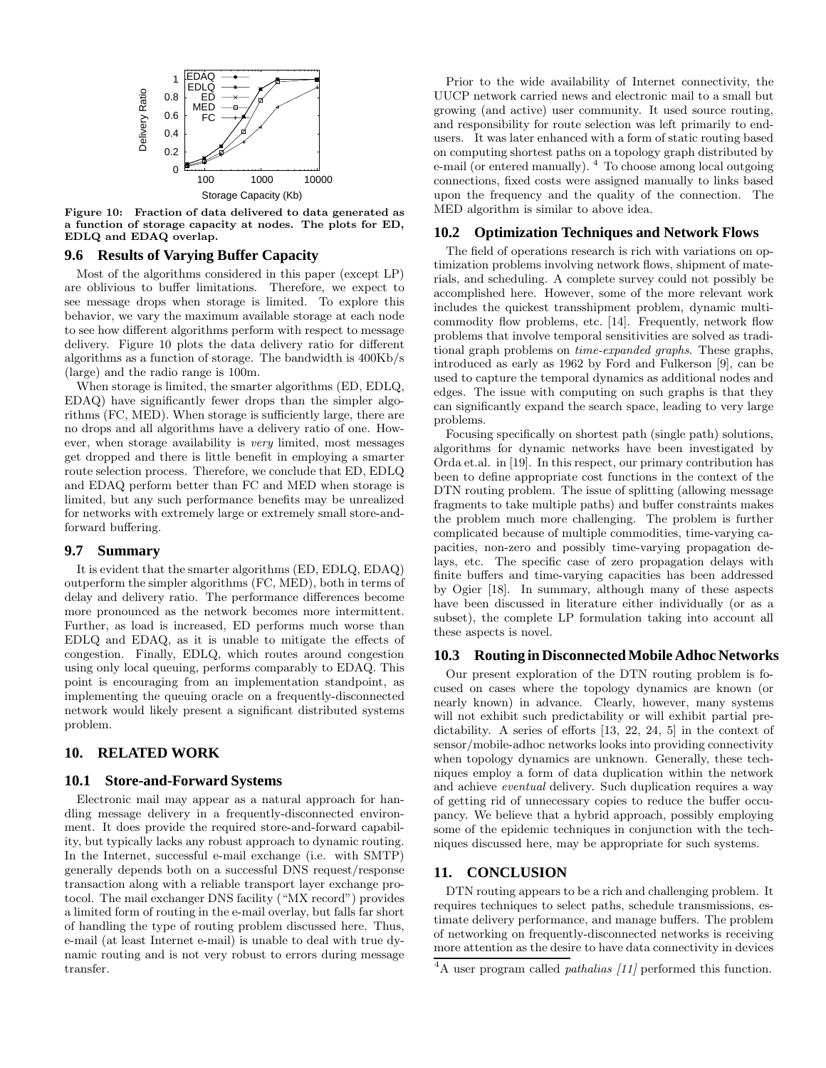Figure 10: Fraction of data delivered to data generated as a function of storage capacity at nodes. The plots for ED, EDLQ and EDAQ overlap.

### 9.6 Results of Varying Buffer Capacity

Most of the algorithms considered in this paper (except LP) are oblivious to buffer limitations. Therefore, we expect to see message drops when storage is limited. To explore this behavior, we vary the maximum available storage at each node to see how different algorithms perform with respect to message delivery. Figure 10 plots the data delivery ratio for different algorithms as a function of storage. The bandwidth is 400Kb/s (large) and the radio range is 100m.

When storage is limited, the smarter algorithms (ED, EDLQ, EDAQ) have significantly fewer drops than the simpler algorithms (FC, MED). When storage is sufficiently large, there are no drops and all algorithms have a delivery ratio of one. However, when storage availability is *very* limited, most messages get dropped and there is little benefit in employing a smarter route selection process. Therefore, we conclude that ED, EDLQ and EDAQ perform better than FC and MED when storage is limited, but any such performance benefits may be unrealized for networks with extremely large or extremely small store-and-forward buffering.

### 9.7 Summary

It is evident that the smarter algorithms (ED, EDLQ, EDAQ) outperform the simpler algorithms (FC, MED), both in terms of delay and delivery ratio. The performance differences become more pronounced as the network becomes more intermittent. Further, as load is increased, ED performs much worse than EDLQ and EDAQ, as it is unable to mitigate the effects of congestion. Finally, EDLQ, which routes around congestion using only local queuing, performs comparably to EDAQ. This point is encouraging from an implementation standpoint, as implementing the queuing oracle on a frequently-disconnected network would likely present a significant distributed systems problem.

## 10. RELATED WORK

### 10.1 Store-and-Forward Systems

Electronic mail may appear as a natural approach for handling message delivery in a frequently-disconnected environment. It does provide the required store-and-forward capability, but typically lacks any robust approach to dynamic routing. In the Internet, successful e-mail exchange (i.e. with SMTP) generally depends both on a successful DNS request/response transaction along with a reliable transport layer exchange protocol. The mail exchanger DNS facility ("MX record") provides a limited form of routing in the e-mail overlay, but falls far short of handling the type of routing problem discussed here. Thus, e-mail (at least Internet e-mail) is unable to deal with true dynamic routing and is not very robust to errors during message transfer.

Prior to the wide availability of Internet connectivity, the UUCP network carried news and electronic mail to a small but growing (and active) user community. It used source routing, and responsibility for route selection was left primarily to end-users. It was later enhanced with a form of static routing based on computing shortest paths on a topology graph distributed by e-mail (or entered manually). [4] To choose among local outgoing connections, fixed costs were assigned manually to links based upon the frequency and the quality of the connection. The MED algorithm is similar to above idea.

### 10.2 Optimization Techniques and Network Flows

The field of operations research is rich with variations on optimization problems involving network flows, shipment of materials, and scheduling. A complete survey could not possibly be accomplished here. However, some of the more relevant work includes the quickest transshipment problem, dynamic multi-commodity flow problems, etc. [14]. Frequently, network flow problems that involve temporal sensitivities are solved as traditional graph problems on *time-expanded graphs*. These graphs, introduced as early as 1962 by Ford and Fulkerson [9], can be used to capture the temporal dynamics as additional nodes and edges. The issue with computing on such graphs is that they can significantly expand the search space, leading to very large problems.

Focusing specifically on shortest path (single path) solutions, algorithms for dynamic networks have been investigated by Orda et.al. in [19]. In this respect, our primary contribution has been to define appropriate cost functions in the context of the DTN routing problem. The issue of splitting (allowing message fragments to take multiple paths) and buffer constraints makes the problem much more challenging. The problem is further complicated because of multiple commodities, time-varying capacities, non-zero and possibly time-varying propagation delays, etc. The specific case of zero propagation delays with finite buffers and time-varying capacities has been addressed by Ogier [18]. In summary, although many of these aspects have been discussed in literature either individually (or as a subset), the complete LP formulation taking into account all these aspects is novel.

### 10.3 Routing in Disconnected Mobile Adhoc Networks

Our present exploration of the DTN routing problem is focused on cases where the topology dynamics are known (or nearly known) in advance. Clearly, however, many systems will not exhibit such predictability or will exhibit partial predictability. A series of efforts [13, 22, 24, 5] in the context of sensor/mobile-adhoc networks looks into providing connectivity when topology dynamics are unknown. Generally, these techniques employ a form of data duplication within the network and achieve *eventual* delivery. Such duplication requires a way of getting rid of unnecessary copies to reduce the buffer occupancy. We believe that a hybrid approach, possibly employing some of the epidemic techniques in conjunction with the techniques discussed here, may be appropriate for such systems.

## 11. CONCLUSION

DTN routing appears to be a rich and challenging problem. It requires techniques to select paths, schedule transmissions, estimate delivery performance, and manage buffers. The problem of networking on frequently-disconnected networks is receiving more attention as the desire to have data connectivity in devices

[4] A user program called *pathalias [11]* performed this function.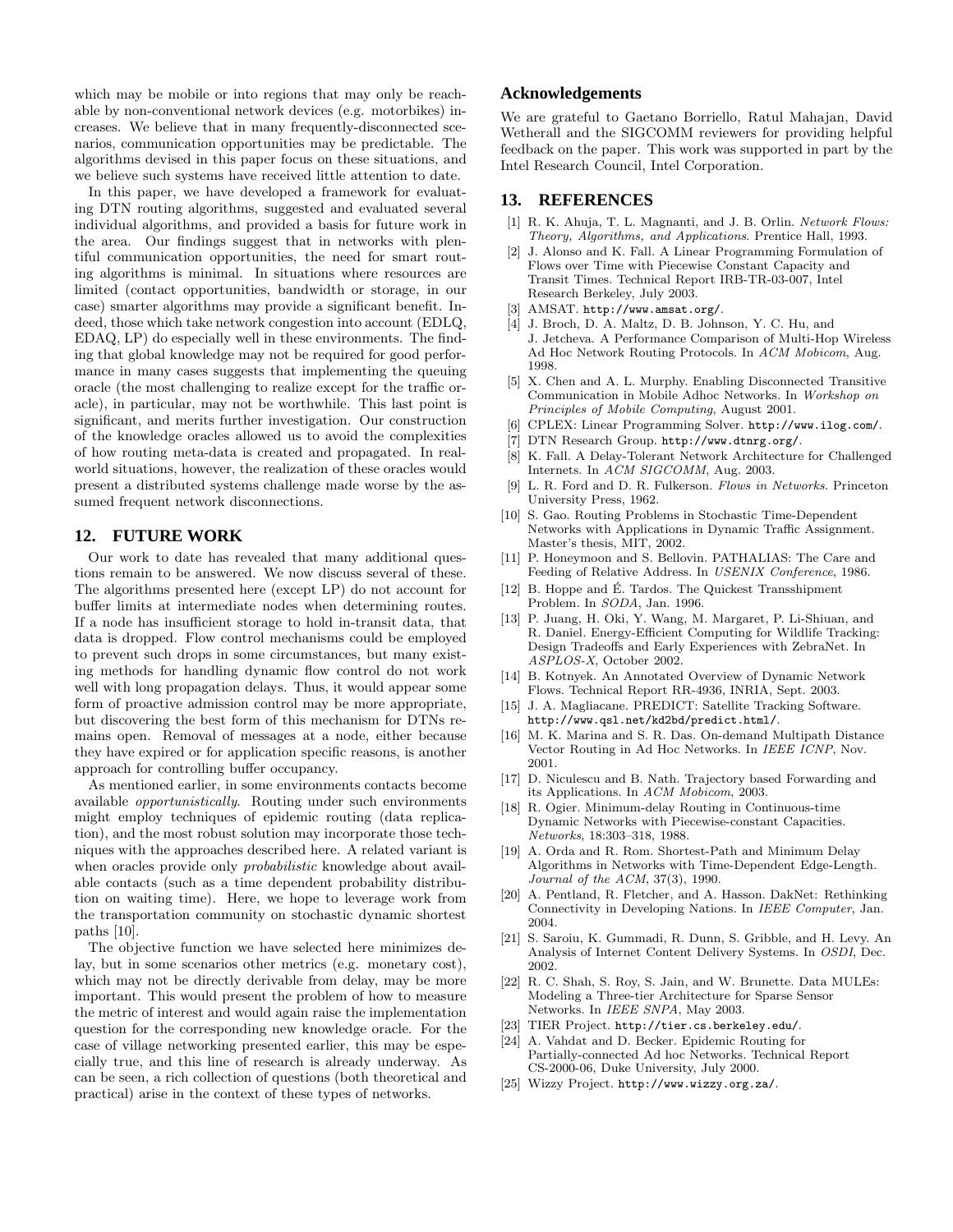which may be mobile or into regions that may only be reachable by non-conventional network devices (e.g. motorbikes) increases. We believe that in many frequently-disconnected scenarios, communication opportunities may be predictable. The algorithms devised in this paper focus on these situations, and we believe such systems have received little attention to date.

In this paper, we have developed a framework for evaluating DTN routing algorithms, suggested and evaluated several individual algorithms, and provided a basis for future work in the area. Our findings suggest that in networks with plentiful communication opportunities, the need for smart routing algorithms is minimal. In situations where resources are limited (contact opportunities, bandwidth or storage, in our case) smarter algorithms may provide a significant benefit. Indeed, those which take network congestion into account (EDLQ, EDAQ, LP) do especially well in these environments. The finding that global knowledge may not be required for good performance in many cases suggests that implementing the queuing oracle (the most challenging to realize except for the traffic oracle), in particular, may not be worthwhile. This last point is significant, and merits further investigation. Our construction of the knowledge oracles allowed us to avoid the complexities of how routing meta-data is created and propagated. In real-world situations, however, the realization of these oracles would present a distributed systems challenge made worse by the assumed frequent network disconnections.

## 12. FUTURE WORK

Our work to date has revealed that many additional questions remain to be answered. We now discuss several of these. The algorithms presented here (except LP) do not account for buffer limits at intermediate nodes when determining routes. If a node has insufficient storage to hold in-transit data, that data is dropped. Flow control mechanisms could be employed to prevent such drops in some circumstances, but many existing methods for handling dynamic flow control do not work well with long propagation delays. Thus, it would appear some form of proactive admission control may be more appropriate, but discovering the best form of this mechanism for DTNs remains open. Removal of messages at a node, either because they have expired or for application specific reasons, is another approach for controlling buffer occupancy.

As mentioned earlier, in some environments contacts become available *opportunistically*. Routing under such environments might employ techniques of epidemic routing (data replication), and the most robust solution may incorporate those techniques with the approaches described here. A related variant is when oracles provide only *probabilistic* knowledge about available contacts (such as a time dependent probability distribution on waiting time). Here, we hope to leverage work from the transportation community on stochastic dynamic shortest paths [10].

The objective function we have selected here minimizes delay, but in some scenarios other metrics (e.g. monetary cost), which may not be directly derivable from delay, may be more important. This would present the problem of how to measure the metric of interest and would again raise the implementation question for the corresponding new knowledge oracle. For the case of village networking presented earlier, this may be especially true, and this line of research is already underway. As can be seen, a rich collection of questions (both theoretical and practical) arise in the context of these types of networks.

## Acknowledgements

We are grateful to Gaetano Borriello, Ratul Mahajan, David Wetherall and the SIGCOMM reviewers for providing helpful feedback on the paper. This work was supported in part by the Intel Research Council, Intel Corporation.

## 13. REFERENCES

[1] R. K. Ahuja, T. L. Magnanti, and J. B. Orlin. *Network Flows: Theory, Algorithms, and Applications*. Prentice Hall, 1993.

[2] J. Alonso and K. Fall. A Linear Programming Formulation of Flows over Time with Piecewise Constant Capacity and Transit Times. Technical Report IRB-TR-03-007, Intel Research Berkeley, July 2003.

[3] AMSAT. http://www.amsat.org/.

[4] J. Broch, D. A. Maltz, D. B. Johnson, Y. C. Hu, and J. Jetcheva. A Performance Comparison of Multi-Hop Wireless Ad Hoc Network Routing Protocols. In *ACM Mobicom*, Aug. 1998.

[5] X. Chen and A. L. Murphy. Enabling Disconnected Transitive Communication in Mobile Adhoc Networks. In *Workshop on Principles of Mobile Computing*, August 2001.

[6] CPLEX: Linear Programming Solver. http://www.ilog.com/.

[7] DTN Research Group. http://www.dtnrg.org/.

[8] K. Fall. A Delay-Tolerant Network Architecture for Challenged Internets. In *ACM SIGCOMM*, Aug. 2003.

[9] L. R. Ford and D. R. Fulkerson. *Flows in Networks*. Princeton University Press, 1962.

[10] S. Gao. Routing Problems in Stochastic Time-Dependent Networks with Applications in Dynamic Traffic Assignment. Master's thesis, MIT, 2002.

[11] P. Honeymoon and S. Bellovin. PATHALIAS: The Care and Feeding of Relative Address. In *USENIX Conference*, 1986.

[12] B. Hoppe and É. Tardos. The Quickest Transshipment Problem. In *SODA*, Jan. 1996.

[13] P. Juang, H. Oki, Y. Wang, M. Margaret, P. Li-Shiuan, and R. Daniel. Energy-Efficient Computing for Wildlife Tracking: Design Tradeoffs and Early Experiences with ZebraNet. In *ASPLOS-X*, October 2002.

[14] B. Kotnyek. An Annotated Overview of Dynamic Network Flows. Technical Report RR-4936, INRIA, Sept. 2003.

[15] J. A. Magliacane. PREDICT: Satellite Tracking Software. http://www.qsl.net/kd2bd/predict.html/.

[16] M. K. Marina and S. R. Das. On-demand Multipath Distance Vector Routing in Ad Hoc Networks. In *IEEE ICNP*, Nov. 2001.

[17] D. Niculescu and B. Nath. Trajectory based Forwarding and its Applications. In *ACM Mobicom*, 2003.

[18] R. Ogier. Minimum-delay Routing in Continuous-time Dynamic Networks with Piecewise-constant Capacities. *Networks*, 18:303–318, 1988.

[19] A. Orda and R. Rom. Shortest-Path and Minimum Delay Algorithms in Networks with Time-Dependent Edge-Length. *Journal of the ACM*, 37(3), 1990.

[20] A. Pentland, R. Fletcher, and A. Hasson. DakNet: Rethinking Connectivity in Developing Nations. In *IEEE Computer*, Jan. 2004.

[21] S. Saroiu, K. Gummadi, R. Dunn, S. Gribble, and H. Levy. An Analysis of Internet Content Delivery Systems. In *OSDI*, Dec. 2002.

[22] R. C. Shah, S. Roy, S. Jain, and W. Brunette. Data MULEs: Modeling a Three-tier Architecture for Sparse Sensor Networks. In *IEEE SNPA*, May 2003.

[23] TIER Project. http://tier.cs.berkeley.edu/.

[24] A. Vahdat and D. Becker. Epidemic Routing for Partially-connected Ad hoc Networks. Technical Report CS-2000-06, Duke University, July 2000.

[25] Wizzy Project. http://www.wizzy.org.za/.